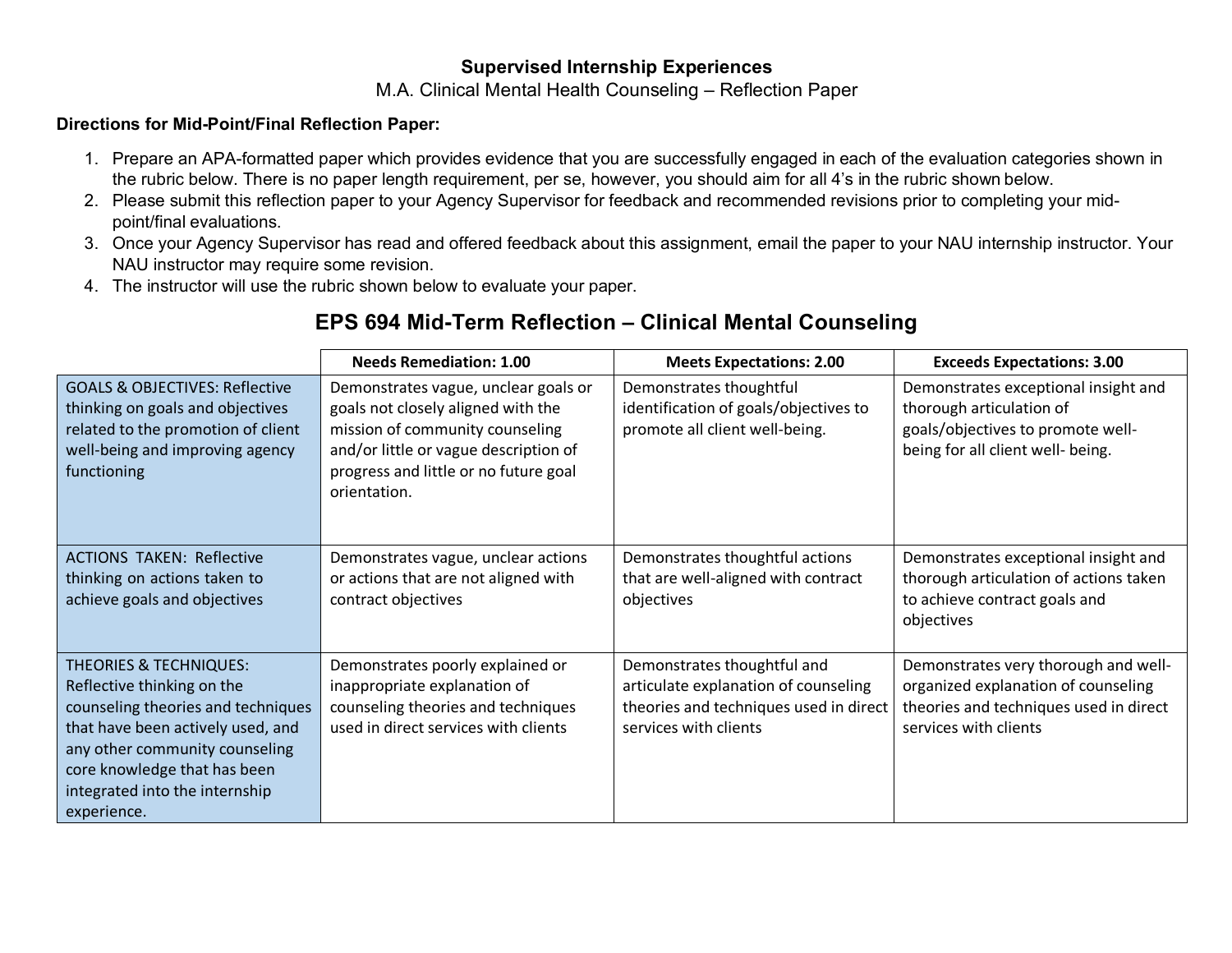# Supervised Internship Experiences

M.A. Clinical Mental Health Counseling – Reflection Paper

**Directions for Mid-Point/Final Reflection Paper:**

1. Prepare an APA-formatted paper which provides evidence that you are successfully engaged in each of the evaluation categories shown in the rubric below. There is no paper length requirement, per se, however, you should aim for all 4's in the rubric shown below.
2. Please submit this reflection paper to your Agency Supervisor for feedback and recommended revisions prior to completing your mid-point/final evaluations.
3. Once your Agency Supervisor has read and offered feedback about this assignment, email the paper to your NAU internship instructor. Your NAU instructor may require some revision.
4. The instructor will use the rubric shown below to evaluate your paper.

## EPS 694 Mid-Term Reflection – Clinical Mental Counseling

| | Needs Remediation: 1.00 | Meets Expectations: 2.00 | Exceeds Expectations: 3.00 |
|---|---|---|---|
| GOALS & OBJECTIVES: Reflective thinking on goals and objectives related to the promotion of client well-being and improving agency functioning | Demonstrates vague, unclear goals or goals not closely aligned with the mission of community counseling and/or little or vague description of progress and little or no future goal orientation. | Demonstrates thoughtful identification of goals/objectives to promote all client well-being. | Demonstrates exceptional insight and thorough articulation of goals/objectives to promote well-being for all client well- being. |
| ACTIONS TAKEN: Reflective thinking on actions taken to achieve goals and objectives | Demonstrates vague, unclear actions or actions that are not aligned with contract objectives | Demonstrates thoughtful actions that are well-aligned with contract objectives | Demonstrates exceptional insight and thorough articulation of actions taken to achieve contract goals and objectives |
| THEORIES & TECHNIQUES: Reflective thinking on the counseling theories and techniques that have been actively used, and any other community counseling core knowledge that has been integrated into the internship experience. | Demonstrates poorly explained or inappropriate explanation of counseling theories and techniques used in direct services with clients | Demonstrates thoughtful and articulate explanation of counseling theories and techniques used in direct services with clients | Demonstrates very thorough and well-organized explanation of counseling theories and techniques used in direct services with clients |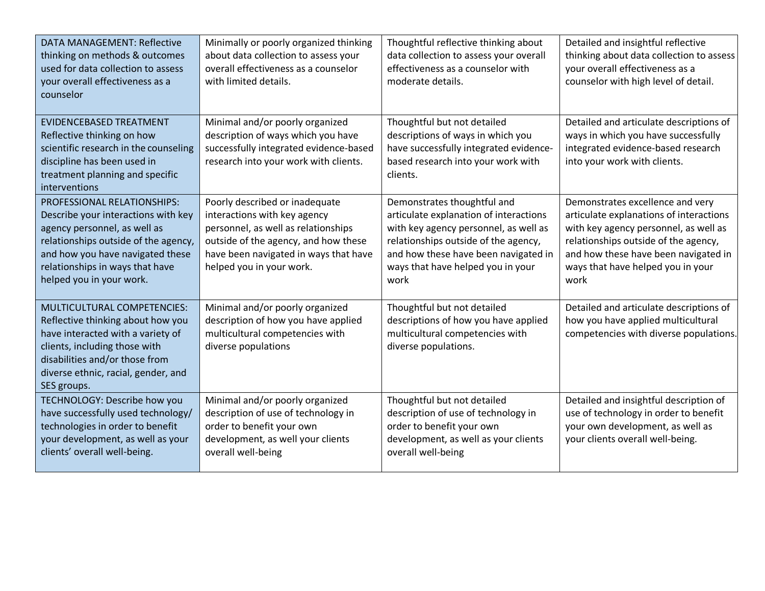| DATA MANAGEMENT: Reflective thinking on methods & outcomes used for data collection to assess your overall effectiveness as a counselor | Minimally or poorly organized thinking about data collection to assess your overall effectiveness as a counselor with limited details. | Thoughtful reflective thinking about data collection to assess your overall effectiveness as a counselor with moderate details. | Detailed and insightful reflective thinking about data collection to assess your overall effectiveness as a counselor with high level of detail. |
|---|---|---|---|
| EVIDENCEBASED TREATMENT Reflective thinking on how scientific research in the counseling discipline has been used in treatment planning and specific interventions | Minimal and/or poorly organized description of ways which you have successfully integrated evidence-based research into your work with clients. | Thoughtful but not detailed descriptions of ways in which you have successfully integrated evidence-based research into your work with clients. | Detailed and articulate descriptions of ways in which you have successfully integrated evidence-based research into your work with clients. |
| PROFESSIONAL RELATIONSHIPS: Describe your interactions with key agency personnel, as well as relationships outside of the agency, and how you have navigated these relationships in ways that have helped you in your work. | Poorly described or inadequate interactions with key agency personnel, as well as relationships outside of the agency, and how these have been navigated in ways that have helped you in your work. | Demonstrates thoughtful and articulate explanation of interactions with key agency personnel, as well as relationships outside of the agency, and how these have been navigated in ways that have helped you in your work | Demonstrates excellence and very articulate explanations of interactions with key agency personnel, as well as relationships outside of the agency, and how these have been navigated in ways that have helped you in your work |
| MULTICULTURAL COMPETENCIES: Reflective thinking about how you have interacted with a variety of clients, including those with disabilities and/or those from diverse ethnic, racial, gender, and SES groups. | Minimal and/or poorly organized description of how you have applied multicultural competencies with diverse populations | Thoughtful but not detailed descriptions of how you have applied multicultural competencies with diverse populations. | Detailed and articulate descriptions of how you have applied multicultural competencies with diverse populations. |
| TECHNOLOGY: Describe how you have successfully used technology/ technologies in order to benefit your development, as well as your clients' overall well-being. | Minimal and/or poorly organized description of use of technology in order to benefit your own development, as well your clients overall well-being | Thoughtful but not detailed description of use of technology in order to benefit your own development, as well as your clients overall well-being | Detailed and insightful description of use of technology in order to benefit your own development, as well as your clients overall well-being. |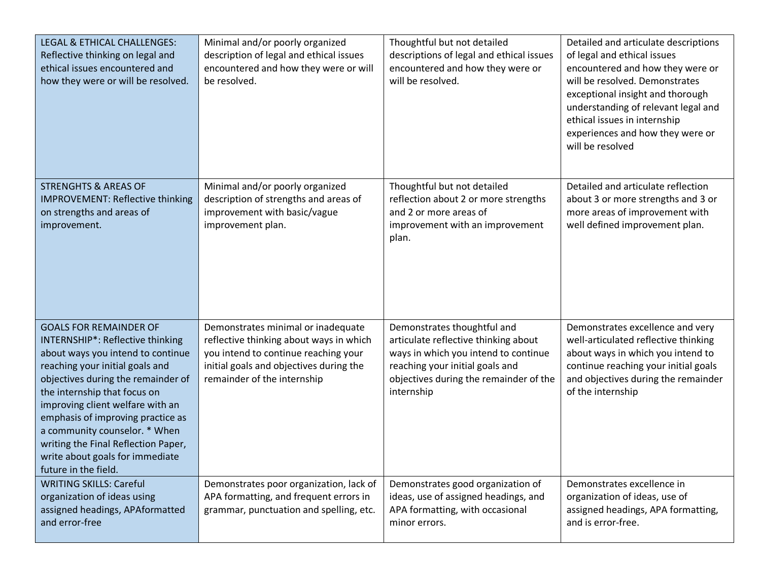| | | | |
|---|---|---|---|
| LEGAL & ETHICAL CHALLENGES: Reflective thinking on legal and ethical issues encountered and how they were or will be resolved. | Minimal and/or poorly organized description of legal and ethical issues encountered and how they were or will be resolved. | Thoughtful but not detailed descriptions of legal and ethical issues encountered and how they were or will be resolved. | Detailed and articulate descriptions of legal and ethical issues encountered and how they were or will be resolved. Demonstrates exceptional insight and thorough understanding of relevant legal and ethical issues in internship experiences and how they were or will be resolved |
| STRENGHTS & AREAS OF IMPROVEMENT: Reflective thinking on strengths and areas of improvement. | Minimal and/or poorly organized description of strengths and areas of improvement with basic/vague improvement plan. | Thoughtful but not detailed reflection about 2 or more strengths and 2 or more areas of improvement with an improvement plan. | Detailed and articulate reflection about 3 or more strengths and 3 or more areas of improvement with well defined improvement plan. |
| GOALS FOR REMAINDER OF INTERNSHIP*: Reflective thinking about ways you intend to continue reaching your initial goals and objectives during the remainder of the internship that focus on improving client welfare with an emphasis of improving practice as a community counselor. * When writing the Final Reflection Paper, write about goals for immediate future in the field. | Demonstrates minimal or inadequate reflective thinking about ways in which you intend to continue reaching your initial goals and objectives during the remainder of the internship | Demonstrates thoughtful and articulate reflective thinking about ways in which you intend to continue reaching your initial goals and objectives during the remainder of the internship | Demonstrates excellence and very well-articulated reflective thinking about ways in which you intend to continue reaching your initial goals and objectives during the remainder of the internship |
| WRITING SKILLS: Careful organization of ideas using assigned headings, APAformatted and error-free | Demonstrates poor organization, lack of APA formatting, and frequent errors in grammar, punctuation and spelling, etc. | Demonstrates good organization of ideas, use of assigned headings, and APA formatting, with occasional minor errors. | Demonstrates excellence in organization of ideas, use of assigned headings, APA formatting, and is error-free. |